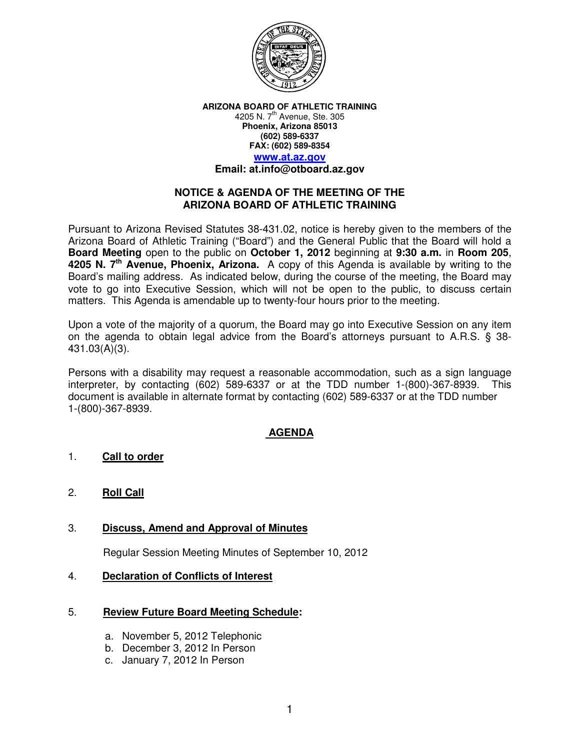**ARIZONA BOARD OF ATHLETIC TRAINING**
4205 N. 7th Avenue, Ste. 305
**Phoenix, Arizona 85013**
**(602) 589-6337**
**FAX: (602) 589-8354**
**www.at.az.gov**
**Email: at.info@otboard.az.gov**

## NOTICE & AGENDA OF THE MEETING OF THE ARIZONA BOARD OF ATHLETIC TRAINING

Pursuant to Arizona Revised Statutes 38-431.02, notice is hereby given to the members of the Arizona Board of Athletic Training ("Board") and the General Public that the Board will hold a **Board Meeting** open to the public on **October 1, 2012** beginning at **9:30 a.m.** in **Room 205**, **4205 N. 7th Avenue, Phoenix, Arizona.** A copy of this Agenda is available by writing to the Board's mailing address. As indicated below, during the course of the meeting, the Board may vote to go into Executive Session, which will not be open to the public, to discuss certain matters. This Agenda is amendable up to twenty-four hours prior to the meeting.

Upon a vote of the majority of a quorum, the Board may go into Executive Session on any item on the agenda to obtain legal advice from the Board's attorneys pursuant to A.R.S. § 38-431.03(A)(3).

Persons with a disability may request a reasonable accommodation, such as a sign language interpreter, by contacting (602) 589-6337 or at the TDD number 1-(800)-367-8939. This document is available in alternate format by contacting (602) 589-6337 or at the TDD number 1-(800)-367-8939.

## AGENDA

1. **Call to order**

2. **Roll Call**

3. **Discuss, Amend and Approval of Minutes**

   Regular Session Meeting Minutes of September 10, 2012

4. **Declaration of Conflicts of Interest**

5. **Review Future Board Meeting Schedule:**

   a. November 5, 2012 Telephonic
   b. December 3, 2012 In Person
   c. January 7, 2012 In Person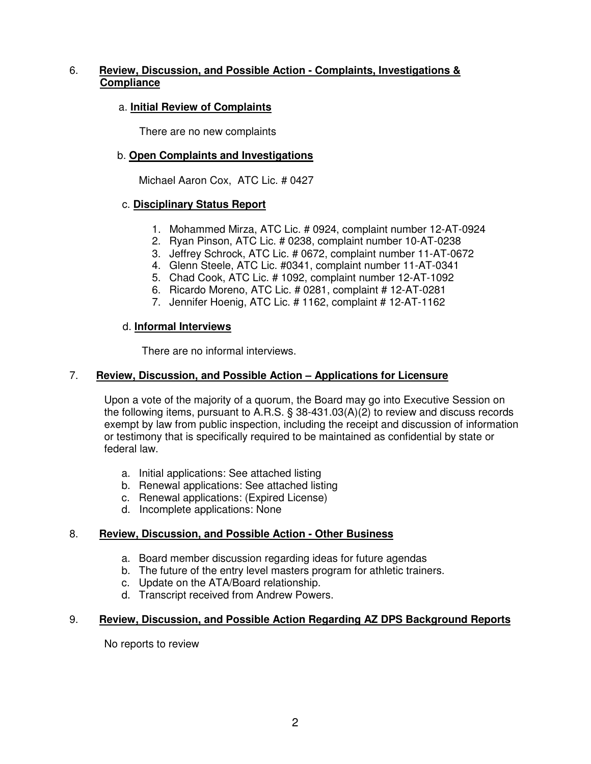6. **Review, Discussion, and Possible Action - Complaints, Investigations & Compliance**

   a. **Initial Review of Complaints**

   There are no new complaints

   b. **Open Complaints and Investigations**

   Michael Aaron Cox, ATC Lic. # 0427

   c. **Disciplinary Status Report**

   1. Mohammed Mirza, ATC Lic. # 0924, complaint number 12-AT-0924
   2. Ryan Pinson, ATC Lic. # 0238, complaint number 10-AT-0238
   3. Jeffrey Schrock, ATC Lic. # 0672, complaint number 11-AT-0672
   4. Glenn Steele, ATC Lic. #0341, complaint number 11-AT-0341
   5. Chad Cook, ATC Lic. # 1092, complaint number 12-AT-1092
   6. Ricardo Moreno, ATC Lic. # 0281, complaint # 12-AT-0281
   7. Jennifer Hoenig, ATC Lic. # 1162, complaint # 12-AT-1162

   d. **Informal Interviews**

   There are no informal interviews.

7. **Review, Discussion, and Possible Action – Applications for Licensure**

   Upon a vote of the majority of a quorum, the Board may go into Executive Session on the following items, pursuant to A.R.S. § 38-431.03(A)(2) to review and discuss records exempt by law from public inspection, including the receipt and discussion of information or testimony that is specifically required to be maintained as confidential by state or federal law.

   a. Initial applications: See attached listing
   b. Renewal applications: See attached listing
   c. Renewal applications: (Expired License)
   d. Incomplete applications: None

8. **Review, Discussion, and Possible Action - Other Business**

   a. Board member discussion regarding ideas for future agendas
   b. The future of the entry level masters program for athletic trainers.
   c. Update on the ATA/Board relationship.
   d. Transcript received from Andrew Powers.

9. **Review, Discussion, and Possible Action Regarding AZ DPS Background Reports**

   No reports to review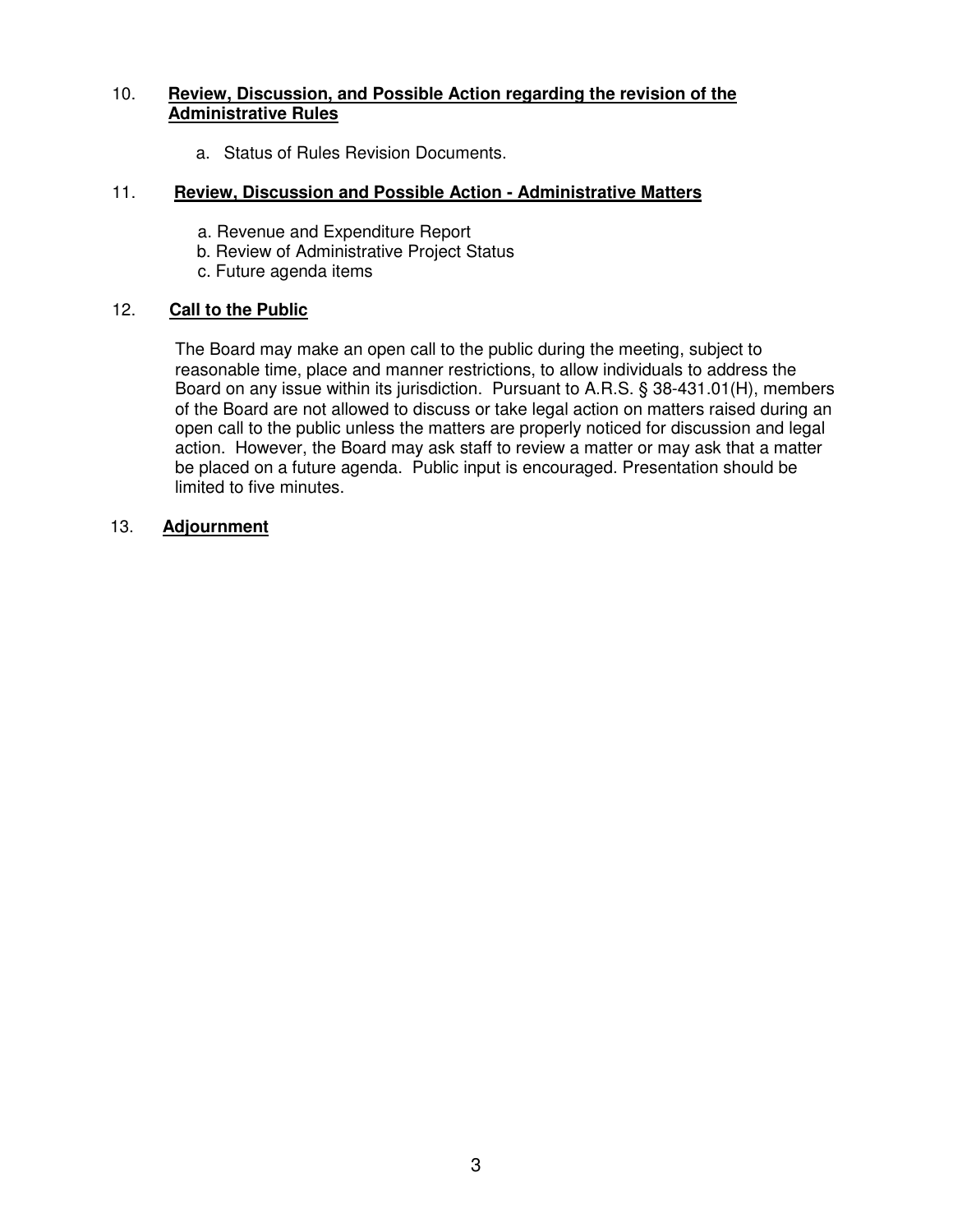10. **Review, Discussion, and Possible Action regarding the revision of the Administrative Rules**

    a. Status of Rules Revision Documents.

11. **Review, Discussion and Possible Action - Administrative Matters**

    a. Revenue and Expenditure Report
    b. Review of Administrative Project Status
    c. Future agenda items

12. **Call to the Public**

    The Board may make an open call to the public during the meeting, subject to reasonable time, place and manner restrictions, to allow individuals to address the Board on any issue within its jurisdiction. Pursuant to A.R.S. § 38-431.01(H), members of the Board are not allowed to discuss or take legal action on matters raised during an open call to the public unless the matters are properly noticed for discussion and legal action. However, the Board may ask staff to review a matter or may ask that a matter be placed on a future agenda. Public input is encouraged. Presentation should be limited to five minutes.

13. **Adjournment**